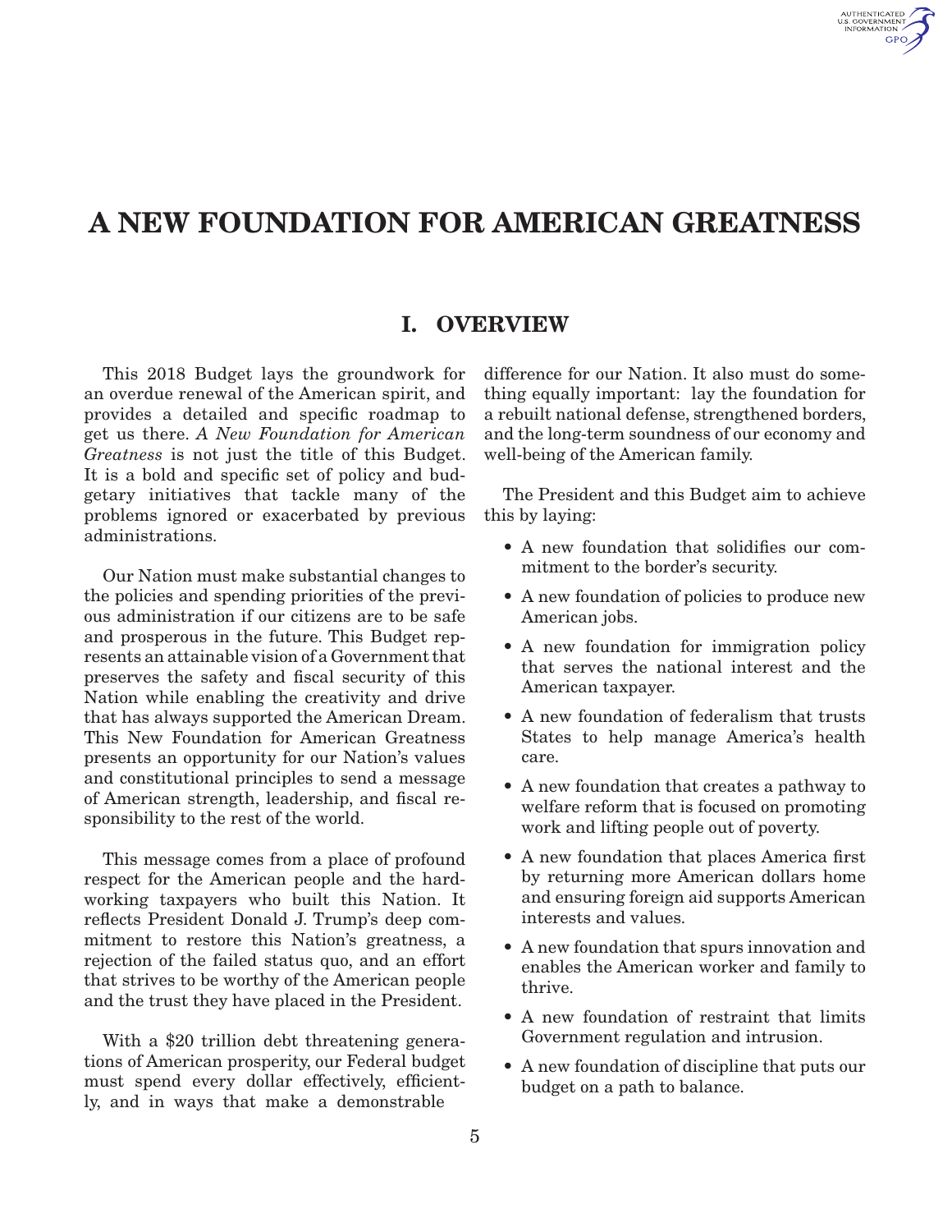# A NEW FOUNDATION FOR AMERICAN GREATNESS

## I. OVERVIEW

This 2018 Budget lays the groundwork for an overdue renewal of the American spirit, and provides a detailed and specific roadmap to get us there. *A New Foundation for American Greatness* is not just the title of this Budget. It is a bold and specific set of policy and budgetary initiatives that tackle many of the problems ignored or exacerbated by previous administrations.

Our Nation must make substantial changes to the policies and spending priorities of the previous administration if our citizens are to be safe and prosperous in the future. This Budget represents an attainable vision of a Government that preserves the safety and fiscal security of this Nation while enabling the creativity and drive that has always supported the American Dream. This New Foundation for American Greatness presents an opportunity for our Nation's values and constitutional principles to send a message of American strength, leadership, and fiscal responsibility to the rest of the world.

This message comes from a place of profound respect for the American people and the hard-working taxpayers who built this Nation. It reflects President Donald J. Trump's deep commitment to restore this Nation's greatness, a rejection of the failed status quo, and an effort that strives to be worthy of the American people and the trust they have placed in the President.

With a $20 trillion debt threatening generations of American prosperity, our Federal budget must spend every dollar effectively, efficiently, and in ways that make a demonstrable difference for our Nation. It also must do something equally important: lay the foundation for a rebuilt national defense, strengthened borders, and the long-term soundness of our economy and well-being of the American family.

The President and this Budget aim to achieve this by laying:

- A new foundation that solidifies our commitment to the border's security.
- A new foundation of policies to produce new American jobs.
- A new foundation for immigration policy that serves the national interest and the American taxpayer.
- A new foundation of federalism that trusts States to help manage America's health care.
- A new foundation that creates a pathway to welfare reform that is focused on promoting work and lifting people out of poverty.
- A new foundation that places America first by returning more American dollars home and ensuring foreign aid supports American interests and values.
- A new foundation that spurs innovation and enables the American worker and family to thrive.
- A new foundation of restraint that limits Government regulation and intrusion.
- A new foundation of discipline that puts our budget on a path to balance.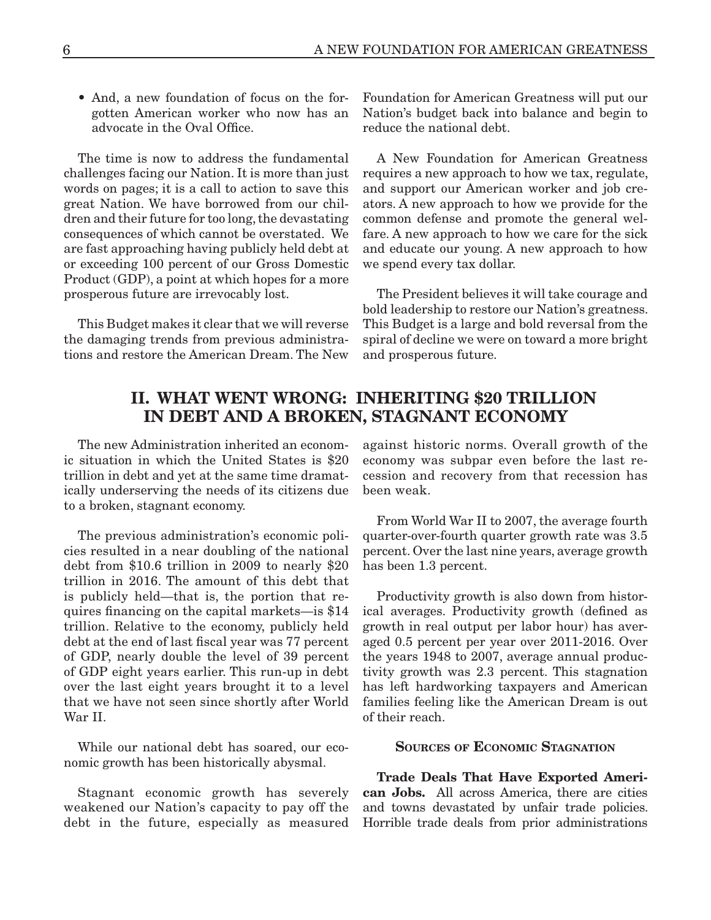- And, a new foundation of focus on the forgotten American worker who now has an advocate in the Oval Office.

The time is now to address the fundamental challenges facing our Nation. It is more than just words on pages; it is a call to action to save this great Nation. We have borrowed from our children and their future for too long, the devastating consequences of which cannot be overstated. We are fast approaching having publicly held debt at or exceeding 100 percent of our Gross Domestic Product (GDP), a point at which hopes for a more prosperous future are irrevocably lost.

This Budget makes it clear that we will reverse the damaging trends from previous administrations and restore the American Dream. The New Foundation for American Greatness will put our Nation's budget back into balance and begin to reduce the national debt.

A New Foundation for American Greatness requires a new approach to how we tax, regulate, and support our American worker and job creators. A new approach to how we provide for the common defense and promote the general welfare. A new approach to how we care for the sick and educate our young. A new approach to how we spend every tax dollar.

The President believes it will take courage and bold leadership to restore our Nation's greatness. This Budget is a large and bold reversal from the spiral of decline we were on toward a more bright and prosperous future.

## II. WHAT WENT WRONG: INHERITING $20 TRILLION IN DEBT AND A BROKEN, STAGNANT ECONOMY

The new Administration inherited an economic situation in which the United States is $20 trillion in debt and yet at the same time dramatically underserving the needs of its citizens due to a broken, stagnant economy.

The previous administration's economic policies resulted in a near doubling of the national debt from $10.6 trillion in 2009 to nearly $20 trillion in 2016. The amount of this debt that is publicly held—that is, the portion that requires financing on the capital markets—is $14 trillion. Relative to the economy, publicly held debt at the end of last fiscal year was 77 percent of GDP, nearly double the level of 39 percent of GDP eight years earlier. This run-up in debt over the last eight years brought it to a level that we have not seen since shortly after World War II.

While our national debt has soared, our economic growth has been historically abysmal.

Stagnant economic growth has severely weakened our Nation's capacity to pay off the debt in the future, especially as measured against historic norms. Overall growth of the economy was subpar even before the last recession and recovery from that recession has been weak.

From World War II to 2007, the average fourth quarter-over-fourth quarter growth rate was 3.5 percent. Over the last nine years, average growth has been 1.3 percent.

Productivity growth is also down from historical averages. Productivity growth (defined as growth in real output per labor hour) has averaged 0.5 percent per year over 2011-2016. Over the years 1948 to 2007, average annual productivity growth was 2.3 percent. This stagnation has left hardworking taxpayers and American families feeling like the American Dream is out of their reach.

### Sources of Economic Stagnation

**Trade Deals That Have Exported American Jobs.** All across America, there are cities and towns devastated by unfair trade policies. Horrible trade deals from prior administrations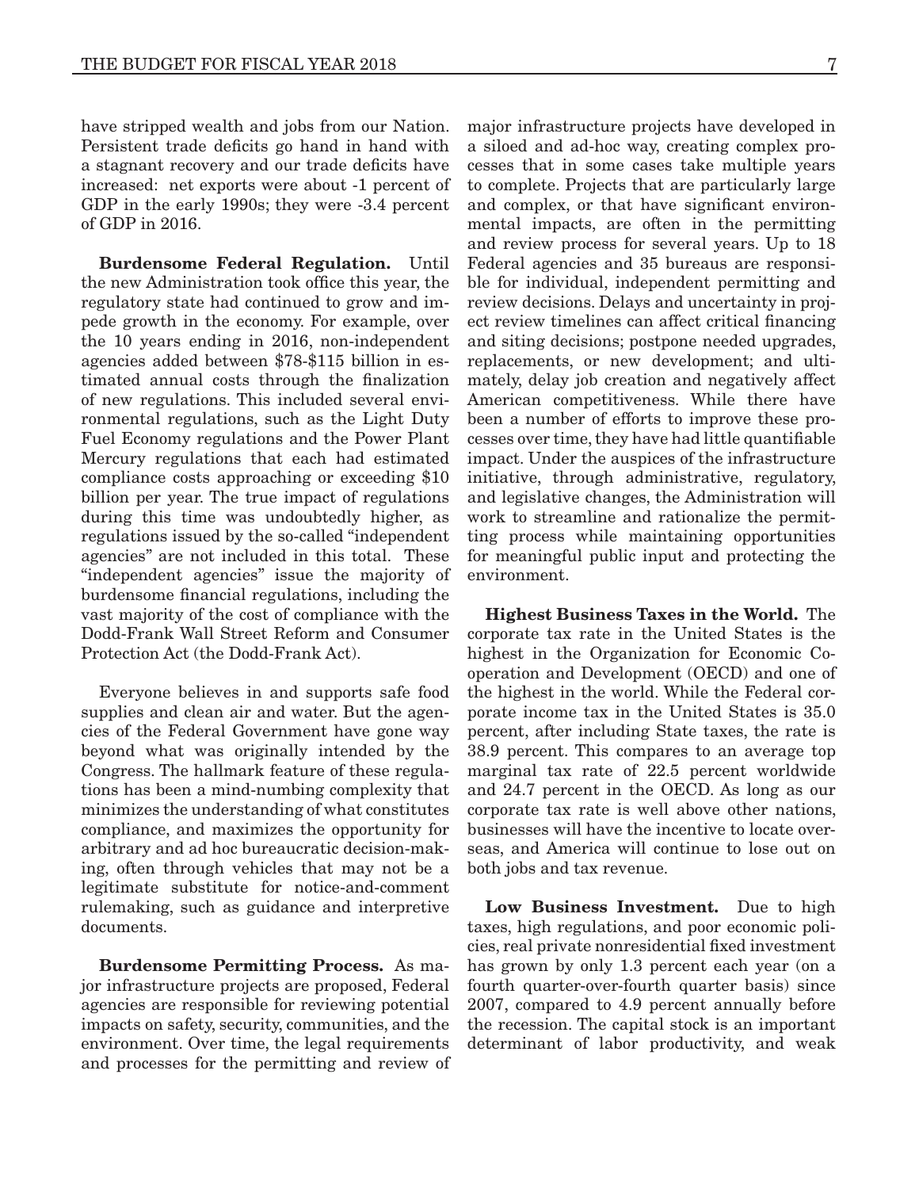have stripped wealth and jobs from our Nation. Persistent trade deficits go hand in hand with a stagnant recovery and our trade deficits have increased: net exports were about -1 percent of GDP in the early 1990s; they were -3.4 percent of GDP in 2016.

**Burdensome Federal Regulation.** Until the new Administration took office this year, the regulatory state had continued to grow and impede growth in the economy. For example, over the 10 years ending in 2016, non-independent agencies added between $78-$115 billion in estimated annual costs through the finalization of new regulations. This included several environmental regulations, such as the Light Duty Fuel Economy regulations and the Power Plant Mercury regulations that each had estimated compliance costs approaching or exceeding $10 billion per year. The true impact of regulations during this time was undoubtedly higher, as regulations issued by the so-called "independent agencies" are not included in this total. These "independent agencies" issue the majority of burdensome financial regulations, including the vast majority of the cost of compliance with the Dodd-Frank Wall Street Reform and Consumer Protection Act (the Dodd-Frank Act).

Everyone believes in and supports safe food supplies and clean air and water. But the agencies of the Federal Government have gone way beyond what was originally intended by the Congress. The hallmark feature of these regulations has been a mind-numbing complexity that minimizes the understanding of what constitutes compliance, and maximizes the opportunity for arbitrary and ad hoc bureaucratic decision-making, often through vehicles that may not be a legitimate substitute for notice-and-comment rulemaking, such as guidance and interpretive documents.

**Burdensome Permitting Process.** As major infrastructure projects are proposed, Federal agencies are responsible for reviewing potential impacts on safety, security, communities, and the environment. Over time, the legal requirements and processes for the permitting and review of major infrastructure projects have developed in a siloed and ad-hoc way, creating complex processes that in some cases take multiple years to complete. Projects that are particularly large and complex, or that have significant environmental impacts, are often in the permitting and review process for several years. Up to 18 Federal agencies and 35 bureaus are responsible for individual, independent permitting and review decisions. Delays and uncertainty in project review timelines can affect critical financing and siting decisions; postpone needed upgrades, replacements, or new development; and ultimately, delay job creation and negatively affect American competitiveness. While there have been a number of efforts to improve these processes over time, they have had little quantifiable impact. Under the auspices of the infrastructure initiative, through administrative, regulatory, and legislative changes, the Administration will work to streamline and rationalize the permitting process while maintaining opportunities for meaningful public input and protecting the environment.

**Highest Business Taxes in the World.** The corporate tax rate in the United States is the highest in the Organization for Economic Cooperation and Development (OECD) and one of the highest in the world. While the Federal corporate income tax in the United States is 35.0 percent, after including State taxes, the rate is 38.9 percent. This compares to an average top marginal tax rate of 22.5 percent worldwide and 24.7 percent in the OECD. As long as our corporate tax rate is well above other nations, businesses will have the incentive to locate overseas, and America will continue to lose out on both jobs and tax revenue.

**Low Business Investment.** Due to high taxes, high regulations, and poor economic policies, real private nonresidential fixed investment has grown by only 1.3 percent each year (on a fourth quarter-over-fourth quarter basis) since 2007, compared to 4.9 percent annually before the recession. The capital stock is an important determinant of labor productivity, and weak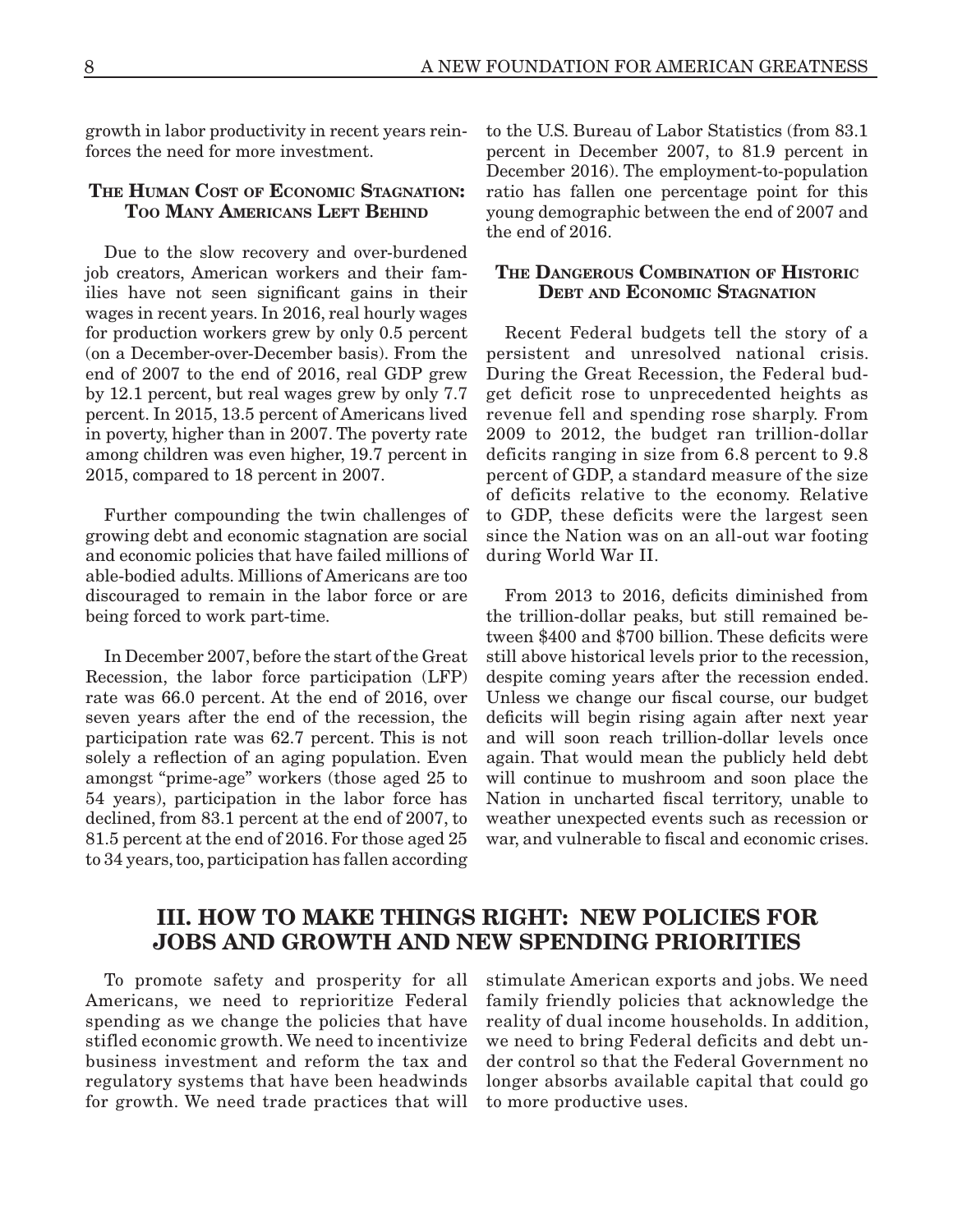growth in labor productivity in recent years reinforces the need for more investment.

### The Human Cost of Economic Stagnation: Too Many Americans Left Behind

Due to the slow recovery and over-burdened job creators, American workers and their families have not seen significant gains in their wages in recent years. In 2016, real hourly wages for production workers grew by only 0.5 percent (on a December-over-December basis). From the end of 2007 to the end of 2016, real GDP grew by 12.1 percent, but real wages grew by only 7.7 percent. In 2015, 13.5 percent of Americans lived in poverty, higher than in 2007. The poverty rate among children was even higher, 19.7 percent in 2015, compared to 18 percent in 2007.

Further compounding the twin challenges of growing debt and economic stagnation are social and economic policies that have failed millions of able-bodied adults. Millions of Americans are too discouraged to remain in the labor force or are being forced to work part-time.

In December 2007, before the start of the Great Recession, the labor force participation (LFP) rate was 66.0 percent. At the end of 2016, over seven years after the end of the recession, the participation rate was 62.7 percent. This is not solely a reflection of an aging population. Even amongst "prime-age" workers (those aged 25 to 54 years), participation in the labor force has declined, from 83.1 percent at the end of 2007, to 81.5 percent at the end of 2016. For those aged 25 to 34 years, too, participation has fallen according to the U.S. Bureau of Labor Statistics (from 83.1 percent in December 2007, to 81.9 percent in December 2016). The employment-to-population ratio has fallen one percentage point for this young demographic between the end of 2007 and the end of 2016.

### The Dangerous Combination of Historic Debt and Economic Stagnation

Recent Federal budgets tell the story of a persistent and unresolved national crisis. During the Great Recession, the Federal budget deficit rose to unprecedented heights as revenue fell and spending rose sharply. From 2009 to 2012, the budget ran trillion-dollar deficits ranging in size from 6.8 percent to 9.8 percent of GDP, a standard measure of the size of deficits relative to the economy. Relative to GDP, these deficits were the largest seen since the Nation was on an all-out war footing during World War II.

From 2013 to 2016, deficits diminished from the trillion-dollar peaks, but still remained between $400 and $700 billion. These deficits were still above historical levels prior to the recession, despite coming years after the recession ended. Unless we change our fiscal course, our budget deficits will begin rising again after next year and will soon reach trillion-dollar levels once again. That would mean the publicly held debt will continue to mushroom and soon place the Nation in uncharted fiscal territory, unable to weather unexpected events such as recession or war, and vulnerable to fiscal and economic crises.

## III. HOW TO MAKE THINGS RIGHT: NEW POLICIES FOR JOBS AND GROWTH AND NEW SPENDING PRIORITIES

To promote safety and prosperity for all Americans, we need to reprioritize Federal spending as we change the policies that have stifled economic growth. We need to incentivize business investment and reform the tax and regulatory systems that have been headwinds for growth. We need trade practices that will stimulate American exports and jobs. We need family friendly policies that acknowledge the reality of dual income households. In addition, we need to bring Federal deficits and debt under control so that the Federal Government no longer absorbs available capital that could go to more productive uses.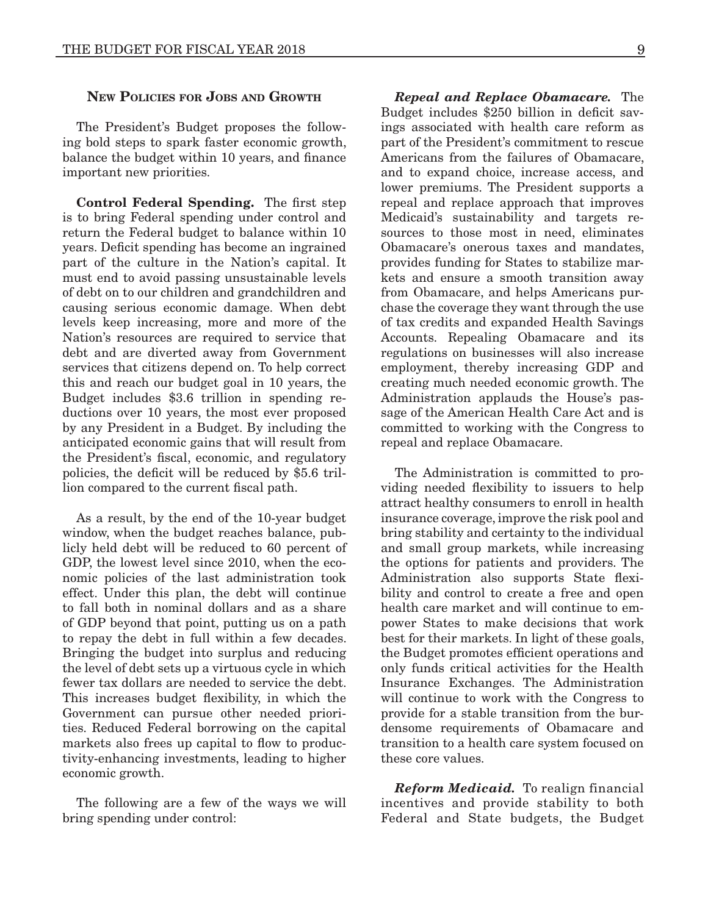## New Policies for Jobs and Growth

The President's Budget proposes the following bold steps to spark faster economic growth, balance the budget within 10 years, and finance important new priorities.

**Control Federal Spending.** The first step is to bring Federal spending under control and return the Federal budget to balance within 10 years. Deficit spending has become an ingrained part of the culture in the Nation's capital. It must end to avoid passing unsustainable levels of debt on to our children and grandchildren and causing serious economic damage. When debt levels keep increasing, more and more of the Nation's resources are required to service that debt and are diverted away from Government services that citizens depend on. To help correct this and reach our budget goal in 10 years, the Budget includes $3.6 trillion in spending reductions over 10 years, the most ever proposed by any President in a Budget. By including the anticipated economic gains that will result from the President's fiscal, economic, and regulatory policies, the deficit will be reduced by $5.6 trillion compared to the current fiscal path.

As a result, by the end of the 10-year budget window, when the budget reaches balance, publicly held debt will be reduced to 60 percent of GDP, the lowest level since 2010, when the economic policies of the last administration took effect. Under this plan, the debt will continue to fall both in nominal dollars and as a share of GDP beyond that point, putting us on a path to repay the debt in full within a few decades. Bringing the budget into surplus and reducing the level of debt sets up a virtuous cycle in which fewer tax dollars are needed to service the debt. This increases budget flexibility, in which the Government can pursue other needed priorities. Reduced Federal borrowing on the capital markets also frees up capital to flow to productivity-enhancing investments, leading to higher economic growth.

The following are a few of the ways we will bring spending under control:

***Repeal and Replace Obamacare.*** The Budget includes $250 billion in deficit savings associated with health care reform as part of the President's commitment to rescue Americans from the failures of Obamacare, and to expand choice, increase access, and lower premiums. The President supports a repeal and replace approach that improves Medicaid's sustainability and targets resources to those most in need, eliminates Obamacare's onerous taxes and mandates, provides funding for States to stabilize markets and ensure a smooth transition away from Obamacare, and helps Americans purchase the coverage they want through the use of tax credits and expanded Health Savings Accounts. Repealing Obamacare and its regulations on businesses will also increase employment, thereby increasing GDP and creating much needed economic growth. The Administration applauds the House's passage of the American Health Care Act and is committed to working with the Congress to repeal and replace Obamacare.

The Administration is committed to providing needed flexibility to issuers to help attract healthy consumers to enroll in health insurance coverage, improve the risk pool and bring stability and certainty to the individual and small group markets, while increasing the options for patients and providers. The Administration also supports State flexibility and control to create a free and open health care market and will continue to empower States to make decisions that work best for their markets. In light of these goals, the Budget promotes efficient operations and only funds critical activities for the Health Insurance Exchanges. The Administration will continue to work with the Congress to provide for a stable transition from the burdensome requirements of Obamacare and transition to a health care system focused on these core values.

***Reform Medicaid.*** To realign financial incentives and provide stability to both Federal and State budgets, the Budget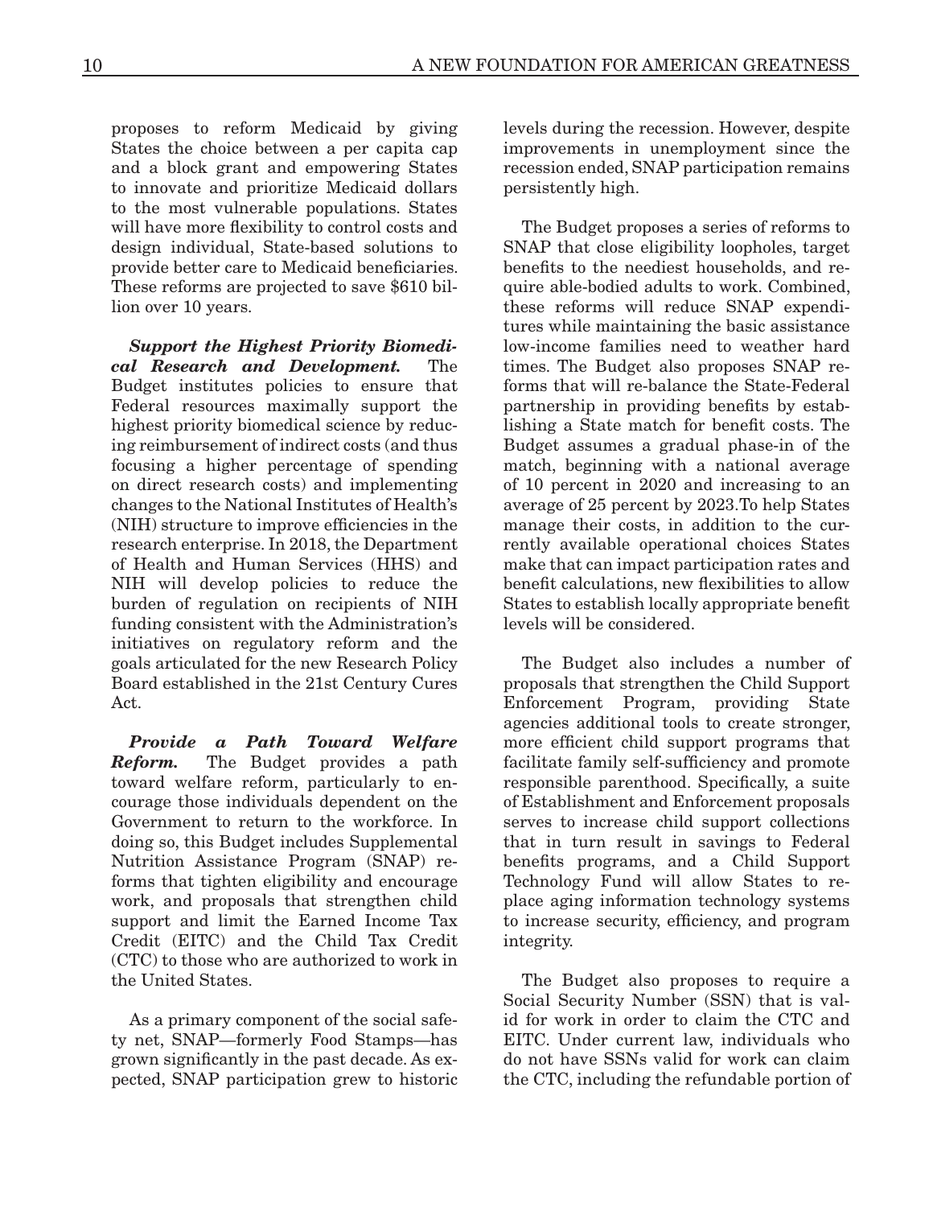proposes to reform Medicaid by giving States the choice between a per capita cap and a block grant and empowering States to innovate and prioritize Medicaid dollars to the most vulnerable populations. States will have more flexibility to control costs and design individual, State-based solutions to provide better care to Medicaid beneficiaries. These reforms are projected to save $610 billion over 10 years.

***Support the Highest Priority Biomedical Research and Development.*** The Budget institutes policies to ensure that Federal resources maximally support the highest priority biomedical science by reducing reimbursement of indirect costs (and thus focusing a higher percentage of spending on direct research costs) and implementing changes to the National Institutes of Health's (NIH) structure to improve efficiencies in the research enterprise. In 2018, the Department of Health and Human Services (HHS) and NIH will develop policies to reduce the burden of regulation on recipients of NIH funding consistent with the Administration's initiatives on regulatory reform and the goals articulated for the new Research Policy Board established in the 21st Century Cures Act.

***Provide a Path Toward Welfare Reform.*** The Budget provides a path toward welfare reform, particularly to encourage those individuals dependent on the Government to return to the workforce. In doing so, this Budget includes Supplemental Nutrition Assistance Program (SNAP) reforms that tighten eligibility and encourage work, and proposals that strengthen child support and limit the Earned Income Tax Credit (EITC) and the Child Tax Credit (CTC) to those who are authorized to work in the United States.

As a primary component of the social safety net, SNAP—formerly Food Stamps—has grown significantly in the past decade. As expected, SNAP participation grew to historic levels during the recession. However, despite improvements in unemployment since the recession ended, SNAP participation remains persistently high.

The Budget proposes a series of reforms to SNAP that close eligibility loopholes, target benefits to the neediest households, and require able-bodied adults to work. Combined, these reforms will reduce SNAP expenditures while maintaining the basic assistance low-income families need to weather hard times. The Budget also proposes SNAP reforms that will re-balance the State-Federal partnership in providing benefits by establishing a State match for benefit costs. The Budget assumes a gradual phase-in of the match, beginning with a national average of 10 percent in 2020 and increasing to an average of 25 percent by 2023.To help States manage their costs, in addition to the currently available operational choices States make that can impact participation rates and benefit calculations, new flexibilities to allow States to establish locally appropriate benefit levels will be considered.

The Budget also includes a number of proposals that strengthen the Child Support Enforcement Program, providing State agencies additional tools to create stronger, more efficient child support programs that facilitate family self-sufficiency and promote responsible parenthood. Specifically, a suite of Establishment and Enforcement proposals serves to increase child support collections that in turn result in savings to Federal benefits programs, and a Child Support Technology Fund will allow States to replace aging information technology systems to increase security, efficiency, and program integrity.

The Budget also proposes to require a Social Security Number (SSN) that is valid for work in order to claim the CTC and EITC. Under current law, individuals who do not have SSNs valid for work can claim the CTC, including the refundable portion of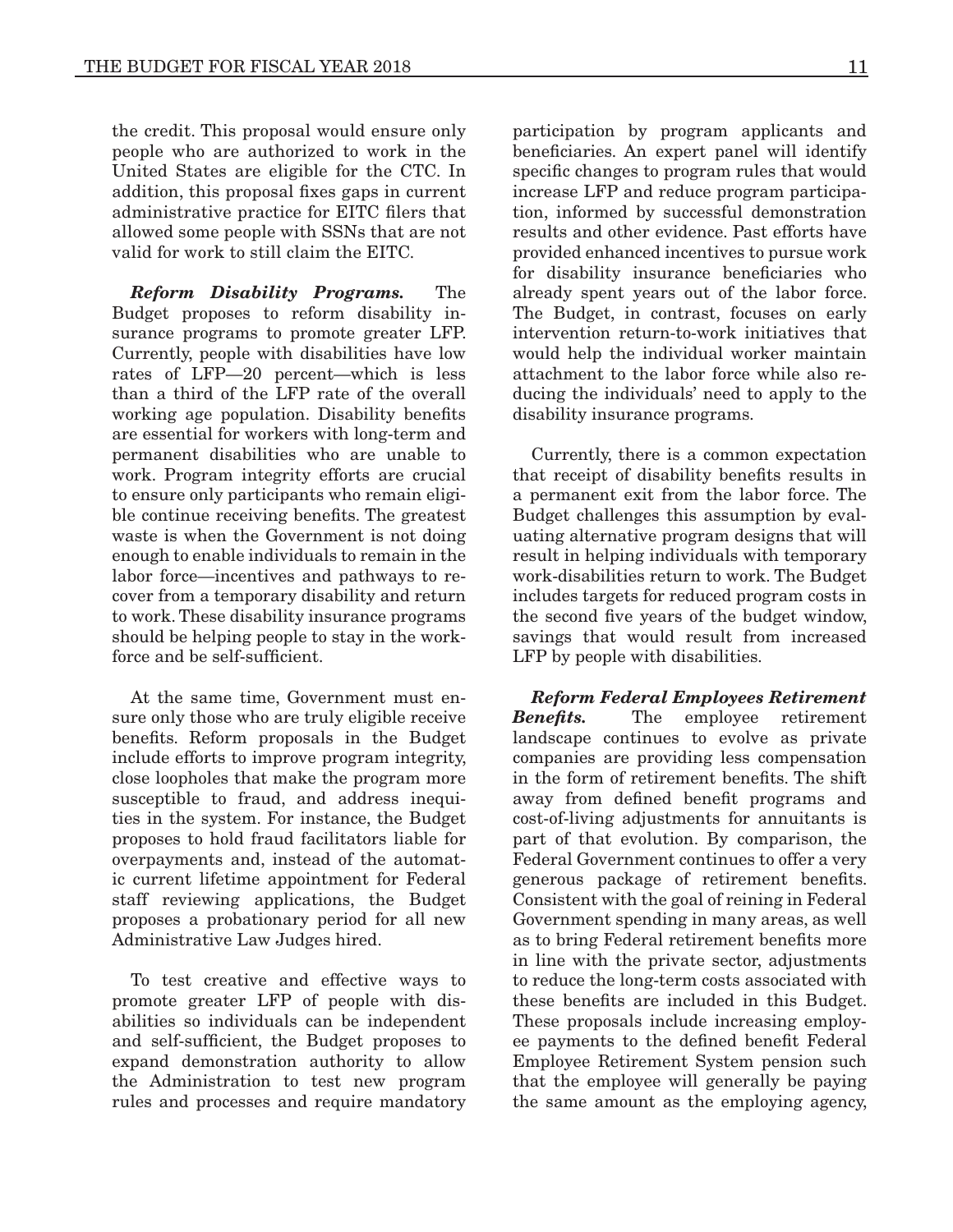the credit. This proposal would ensure only people who are authorized to work in the United States are eligible for the CTC. In addition, this proposal fixes gaps in current administrative practice for EITC filers that allowed some people with SSNs that are not valid for work to still claim the EITC.

***Reform Disability Programs.*** The Budget proposes to reform disability insurance programs to promote greater LFP. Currently, people with disabilities have low rates of LFP—20 percent—which is less than a third of the LFP rate of the overall working age population. Disability benefits are essential for workers with long-term and permanent disabilities who are unable to work. Program integrity efforts are crucial to ensure only participants who remain eligible continue receiving benefits. The greatest waste is when the Government is not doing enough to enable individuals to remain in the labor force—incentives and pathways to recover from a temporary disability and return to work. These disability insurance programs should be helping people to stay in the workforce and be self-sufficient.

At the same time, Government must ensure only those who are truly eligible receive benefits. Reform proposals in the Budget include efforts to improve program integrity, close loopholes that make the program more susceptible to fraud, and address inequities in the system. For instance, the Budget proposes to hold fraud facilitators liable for overpayments and, instead of the automatic current lifetime appointment for Federal staff reviewing applications, the Budget proposes a probationary period for all new Administrative Law Judges hired.

To test creative and effective ways to promote greater LFP of people with disabilities so individuals can be independent and self-sufficient, the Budget proposes to expand demonstration authority to allow the Administration to test new program rules and processes and require mandatory participation by program applicants and beneficiaries. An expert panel will identify specific changes to program rules that would increase LFP and reduce program participation, informed by successful demonstration results and other evidence. Past efforts have provided enhanced incentives to pursue work for disability insurance beneficiaries who already spent years out of the labor force. The Budget, in contrast, focuses on early intervention return-to-work initiatives that would help the individual worker maintain attachment to the labor force while also reducing the individuals' need to apply to the disability insurance programs.

Currently, there is a common expectation that receipt of disability benefits results in a permanent exit from the labor force. The Budget challenges this assumption by evaluating alternative program designs that will result in helping individuals with temporary work-disabilities return to work. The Budget includes targets for reduced program costs in the second five years of the budget window, savings that would result from increased LFP by people with disabilities.

***Reform Federal Employees Retirement Benefits.*** The employee retirement landscape continues to evolve as private companies are providing less compensation in the form of retirement benefits. The shift away from defined benefit programs and cost-of-living adjustments for annuitants is part of that evolution. By comparison, the Federal Government continues to offer a very generous package of retirement benefits. Consistent with the goal of reining in Federal Government spending in many areas, as well as to bring Federal retirement benefits more in line with the private sector, adjustments to reduce the long-term costs associated with these benefits are included in this Budget. These proposals include increasing employee payments to the defined benefit Federal Employee Retirement System pension such that the employee will generally be paying the same amount as the employing agency,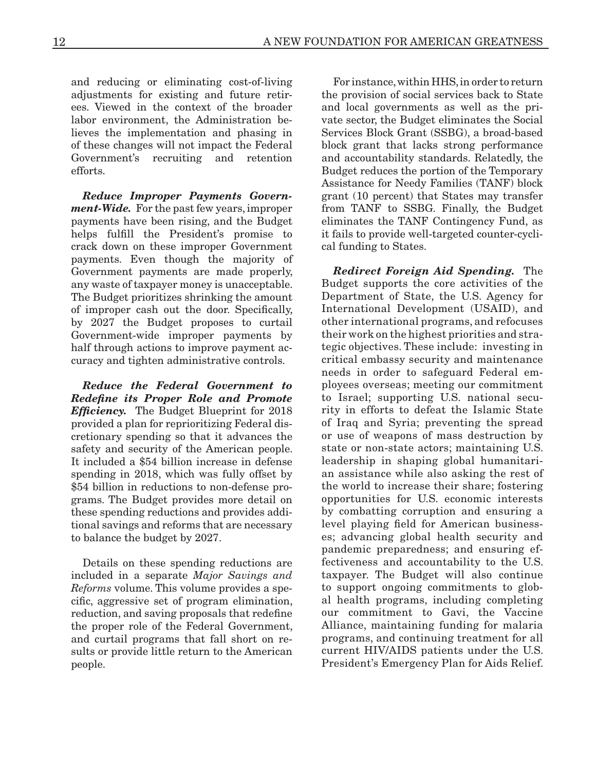and reducing or eliminating cost-of-living adjustments for existing and future retirees. Viewed in the context of the broader labor environment, the Administration believes the implementation and phasing in of these changes will not impact the Federal Government's recruiting and retention efforts.

***Reduce Improper Payments Government-Wide.*** For the past few years, improper payments have been rising, and the Budget helps fulfill the President's promise to crack down on these improper Government payments. Even though the majority of Government payments are made properly, any waste of taxpayer money is unacceptable. The Budget prioritizes shrinking the amount of improper cash out the door. Specifically, by 2027 the Budget proposes to curtail Government-wide improper payments by half through actions to improve payment accuracy and tighten administrative controls.

***Reduce the Federal Government to Redefine its Proper Role and Promote Efficiency.*** The Budget Blueprint for 2018 provided a plan for reprioritizing Federal discretionary spending so that it advances the safety and security of the American people. It included a $54 billion increase in defense spending in 2018, which was fully offset by $54 billion in reductions to non-defense programs. The Budget provides more detail on these spending reductions and provides additional savings and reforms that are necessary to balance the budget by 2027.

Details on these spending reductions are included in a separate *Major Savings and Reforms* volume. This volume provides a specific, aggressive set of program elimination, reduction, and saving proposals that redefine the proper role of the Federal Government, and curtail programs that fall short on results or provide little return to the American people.

For instance, within HHS, in order to return the provision of social services back to State and local governments as well as the private sector, the Budget eliminates the Social Services Block Grant (SSBG), a broad-based block grant that lacks strong performance and accountability standards. Relatedly, the Budget reduces the portion of the Temporary Assistance for Needy Families (TANF) block grant (10 percent) that States may transfer from TANF to SSBG. Finally, the Budget eliminates the TANF Contingency Fund, as it fails to provide well-targeted counter-cyclical funding to States.

***Redirect Foreign Aid Spending.*** The Budget supports the core activities of the Department of State, the U.S. Agency for International Development (USAID), and other international programs, and refocuses their work on the highest priorities and strategic objectives. These include: investing in critical embassy security and maintenance needs in order to safeguard Federal employees overseas; meeting our commitment to Israel; supporting U.S. national security in efforts to defeat the Islamic State of Iraq and Syria; preventing the spread or use of weapons of mass destruction by state or non-state actors; maintaining U.S. leadership in shaping global humanitarian assistance while also asking the rest of the world to increase their share; fostering opportunities for U.S. economic interests by combatting corruption and ensuring a level playing field for American businesses; advancing global health security and pandemic preparedness; and ensuring effectiveness and accountability to the U.S. taxpayer. The Budget will also continue to support ongoing commitments to global health programs, including completing our commitment to Gavi, the Vaccine Alliance, maintaining funding for malaria programs, and continuing treatment for all current HIV/AIDS patients under the U.S. President's Emergency Plan for Aids Relief.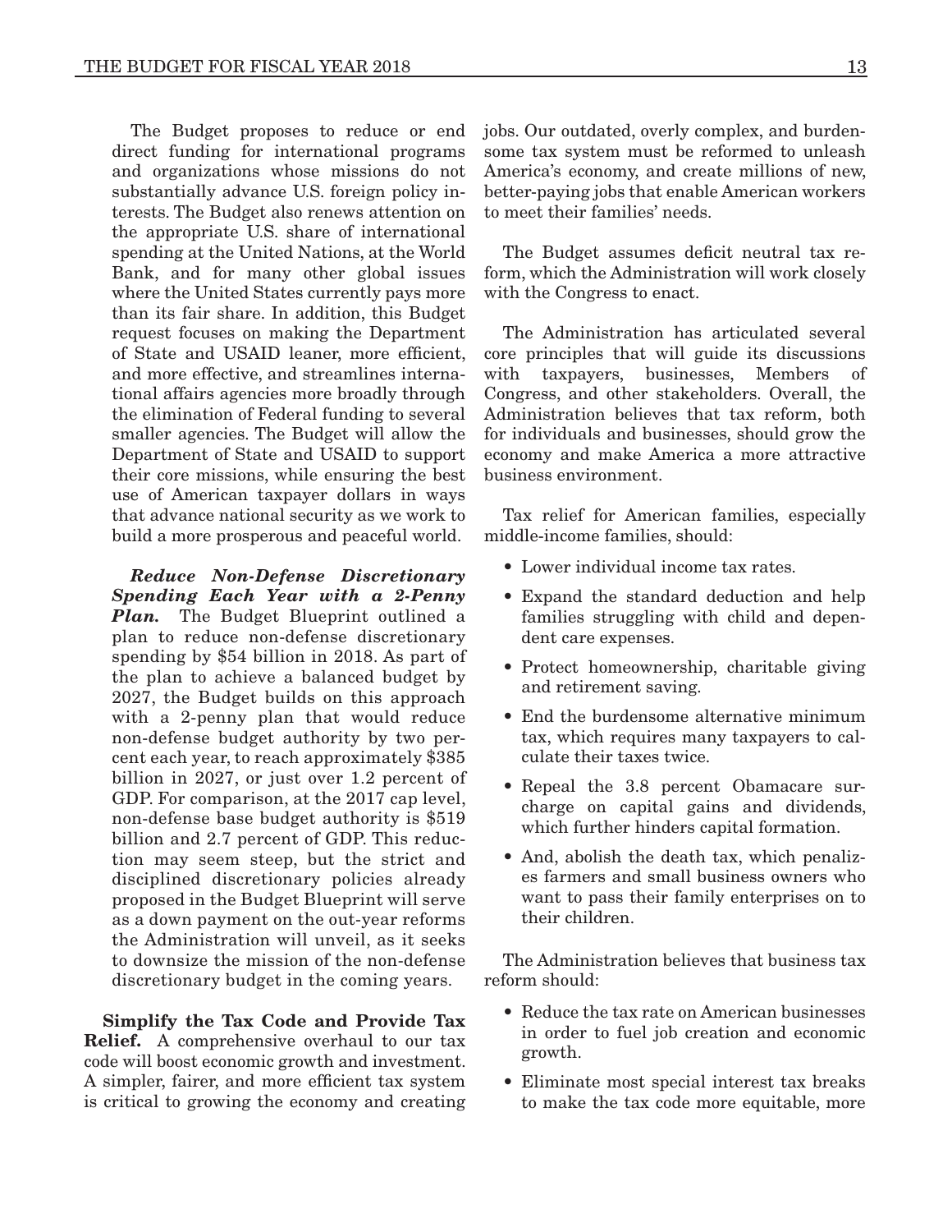The Budget proposes to reduce or end direct funding for international programs and organizations whose missions do not substantially advance U.S. foreign policy interests. The Budget also renews attention on the appropriate U.S. share of international spending at the United Nations, at the World Bank, and for many other global issues where the United States currently pays more than its fair share. In addition, this Budget request focuses on making the Department of State and USAID leaner, more efficient, and more effective, and streamlines international affairs agencies more broadly through the elimination of Federal funding to several smaller agencies. The Budget will allow the Department of State and USAID to support their core missions, while ensuring the best use of American taxpayer dollars in ways that advance national security as we work to build a more prosperous and peaceful world.

***Reduce Non-Defense Discretionary Spending Each Year with a 2-Penny Plan.*** The Budget Blueprint outlined a plan to reduce non-defense discretionary spending by $54 billion in 2018. As part of the plan to achieve a balanced budget by 2027, the Budget builds on this approach with a 2-penny plan that would reduce non-defense budget authority by two percent each year, to reach approximately $385 billion in 2027, or just over 1.2 percent of GDP. For comparison, at the 2017 cap level, non-defense base budget authority is $519 billion and 2.7 percent of GDP. This reduction may seem steep, but the strict and disciplined discretionary policies already proposed in the Budget Blueprint will serve as a down payment on the out-year reforms the Administration will unveil, as it seeks to downsize the mission of the non-defense discretionary budget in the coming years.

**Simplify the Tax Code and Provide Tax Relief.** A comprehensive overhaul to our tax code will boost economic growth and investment. A simpler, fairer, and more efficient tax system is critical to growing the economy and creating jobs. Our outdated, overly complex, and burdensome tax system must be reformed to unleash America's economy, and create millions of new, better-paying jobs that enable American workers to meet their families' needs.

The Budget assumes deficit neutral tax reform, which the Administration will work closely with the Congress to enact.

The Administration has articulated several core principles that will guide its discussions with taxpayers, businesses, Members of Congress, and other stakeholders. Overall, the Administration believes that tax reform, both for individuals and businesses, should grow the economy and make America a more attractive business environment.

Tax relief for American families, especially middle-income families, should:

- Lower individual income tax rates.
- Expand the standard deduction and help families struggling with child and dependent care expenses.
- Protect homeownership, charitable giving and retirement saving.
- End the burdensome alternative minimum tax, which requires many taxpayers to calculate their taxes twice.
- Repeal the 3.8 percent Obamacare surcharge on capital gains and dividends, which further hinders capital formation.
- And, abolish the death tax, which penalizes farmers and small business owners who want to pass their family enterprises on to their children.

The Administration believes that business tax reform should:

- Reduce the tax rate on American businesses in order to fuel job creation and economic growth.
- Eliminate most special interest tax breaks to make the tax code more equitable, more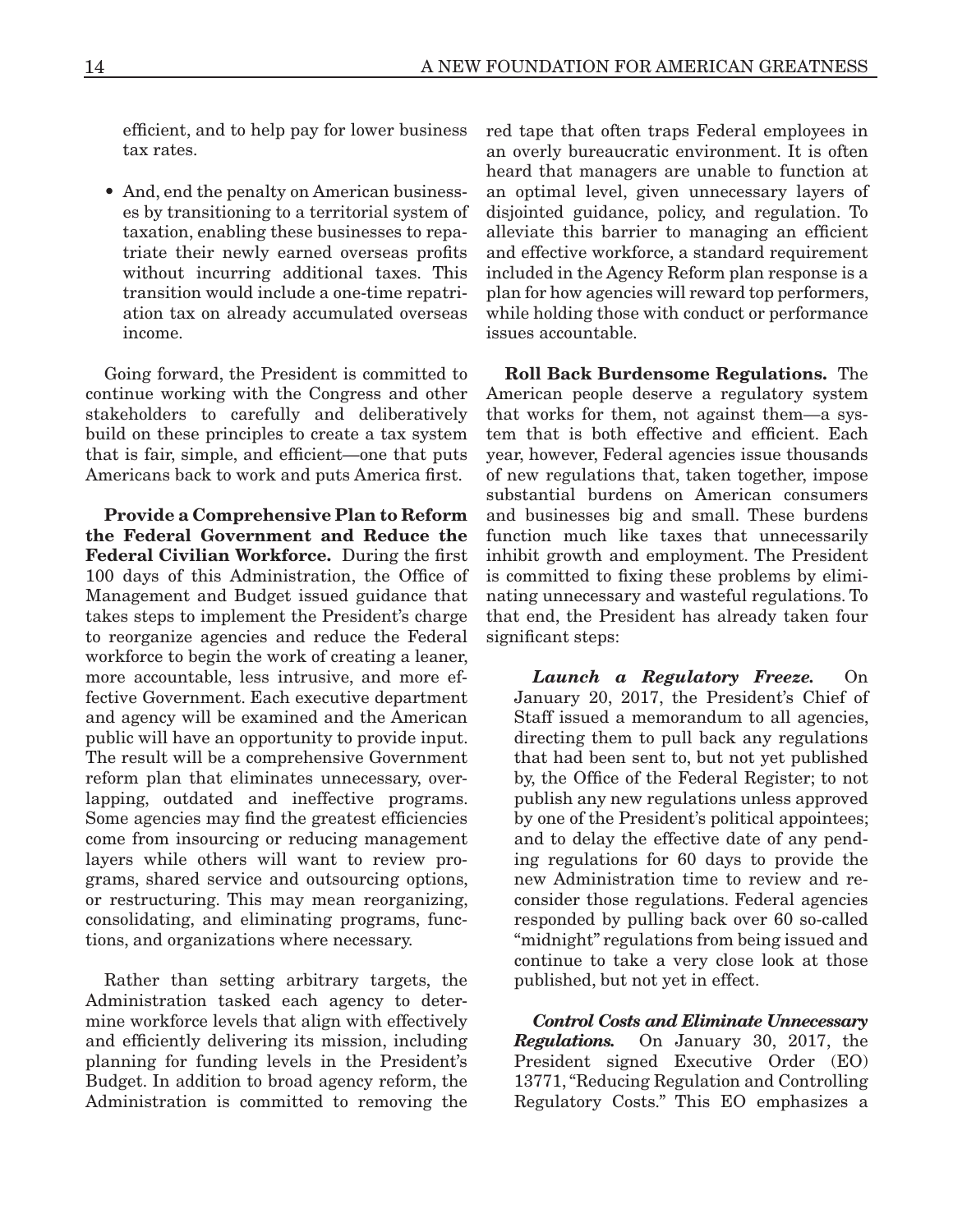efficient, and to help pay for lower business tax rates.

- And, end the penalty on American businesses by transitioning to a territorial system of taxation, enabling these businesses to repatriate their newly earned overseas profits without incurring additional taxes. This transition would include a one-time repatriation tax on already accumulated overseas income.

Going forward, the President is committed to continue working with the Congress and other stakeholders to carefully and deliberatively build on these principles to create a tax system that is fair, simple, and efficient—one that puts Americans back to work and puts America first.

**Provide a Comprehensive Plan to Reform the Federal Government and Reduce the Federal Civilian Workforce.** During the first 100 days of this Administration, the Office of Management and Budget issued guidance that takes steps to implement the President's charge to reorganize agencies and reduce the Federal workforce to begin the work of creating a leaner, more accountable, less intrusive, and more effective Government. Each executive department and agency will be examined and the American public will have an opportunity to provide input. The result will be a comprehensive Government reform plan that eliminates unnecessary, overlapping, outdated and ineffective programs. Some agencies may find the greatest efficiencies come from insourcing or reducing management layers while others will want to review programs, shared service and outsourcing options, or restructuring. This may mean reorganizing, consolidating, and eliminating programs, functions, and organizations where necessary.

Rather than setting arbitrary targets, the Administration tasked each agency to determine workforce levels that align with effectively and efficiently delivering its mission, including planning for funding levels in the President's Budget. In addition to broad agency reform, the Administration is committed to removing the red tape that often traps Federal employees in an overly bureaucratic environment. It is often heard that managers are unable to function at an optimal level, given unnecessary layers of disjointed guidance, policy, and regulation. To alleviate this barrier to managing an efficient and effective workforce, a standard requirement included in the Agency Reform plan response is a plan for how agencies will reward top performers, while holding those with conduct or performance issues accountable.

**Roll Back Burdensome Regulations.** The American people deserve a regulatory system that works for them, not against them—a system that is both effective and efficient. Each year, however, Federal agencies issue thousands of new regulations that, taken together, impose substantial burdens on American consumers and businesses big and small. These burdens function much like taxes that unnecessarily inhibit growth and employment. The President is committed to fixing these problems by eliminating unnecessary and wasteful regulations. To that end, the President has already taken four significant steps:

***Launch a Regulatory Freeze.*** On January 20, 2017, the President's Chief of Staff issued a memorandum to all agencies, directing them to pull back any regulations that had been sent to, but not yet published by, the Office of the Federal Register; to not publish any new regulations unless approved by one of the President's political appointees; and to delay the effective date of any pending regulations for 60 days to provide the new Administration time to review and reconsider those regulations. Federal agencies responded by pulling back over 60 so-called "midnight" regulations from being issued and continue to take a very close look at those published, but not yet in effect.

***Control Costs and Eliminate Unnecessary Regulations.*** On January 30, 2017, the President signed Executive Order (EO) 13771, "Reducing Regulation and Controlling Regulatory Costs." This EO emphasizes a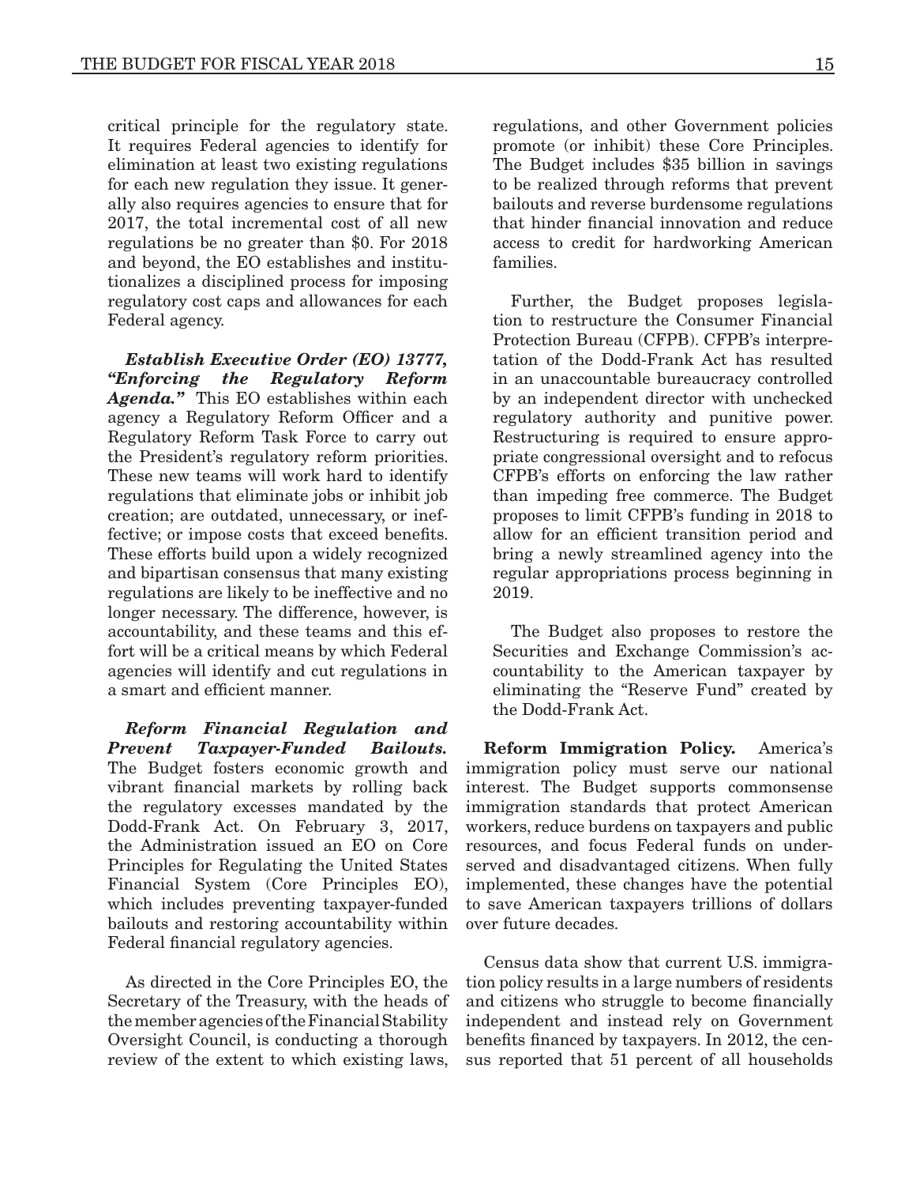critical principle for the regulatory state. It requires Federal agencies to identify for elimination at least two existing regulations for each new regulation they issue. It generally also requires agencies to ensure that for 2017, the total incremental cost of all new regulations be no greater than $0. For 2018 and beyond, the EO establishes and institutionalizes a disciplined process for imposing regulatory cost caps and allowances for each Federal agency.

***Establish Executive Order (EO) 13777, "Enforcing the Regulatory Reform Agenda."*** This EO establishes within each agency a Regulatory Reform Officer and a Regulatory Reform Task Force to carry out the President's regulatory reform priorities. These new teams will work hard to identify regulations that eliminate jobs or inhibit job creation; are outdated, unnecessary, or ineffective; or impose costs that exceed benefits. These efforts build upon a widely recognized and bipartisan consensus that many existing regulations are likely to be ineffective and no longer necessary. The difference, however, is accountability, and these teams and this effort will be a critical means by which Federal agencies will identify and cut regulations in a smart and efficient manner.

***Reform Financial Regulation and Prevent Taxpayer-Funded Bailouts.*** The Budget fosters economic growth and vibrant financial markets by rolling back the regulatory excesses mandated by the Dodd-Frank Act. On February 3, 2017, the Administration issued an EO on Core Principles for Regulating the United States Financial System (Core Principles EO), which includes preventing taxpayer-funded bailouts and restoring accountability within Federal financial regulatory agencies.

As directed in the Core Principles EO, the Secretary of the Treasury, with the heads of the member agencies of the Financial Stability Oversight Council, is conducting a thorough review of the extent to which existing laws, regulations, and other Government policies promote (or inhibit) these Core Principles. The Budget includes $35 billion in savings to be realized through reforms that prevent bailouts and reverse burdensome regulations that hinder financial innovation and reduce access to credit for hardworking American families.

Further, the Budget proposes legislation to restructure the Consumer Financial Protection Bureau (CFPB). CFPB's interpretation of the Dodd-Frank Act has resulted in an unaccountable bureaucracy controlled by an independent director with unchecked regulatory authority and punitive power. Restructuring is required to ensure appropriate congressional oversight and to refocus CFPB's efforts on enforcing the law rather than impeding free commerce. The Budget proposes to limit CFPB's funding in 2018 to allow for an efficient transition period and bring a newly streamlined agency into the regular appropriations process beginning in 2019.

The Budget also proposes to restore the Securities and Exchange Commission's accountability to the American taxpayer by eliminating the "Reserve Fund" created by the Dodd-Frank Act.

**Reform Immigration Policy.** America's immigration policy must serve our national interest. The Budget supports commonsense immigration standards that protect American workers, reduce burdens on taxpayers and public resources, and focus Federal funds on underserved and disadvantaged citizens. When fully implemented, these changes have the potential to save American taxpayers trillions of dollars over future decades.

Census data show that current U.S. immigration policy results in a large numbers of residents and citizens who struggle to become financially independent and instead rely on Government benefits financed by taxpayers. In 2012, the census reported that 51 percent of all households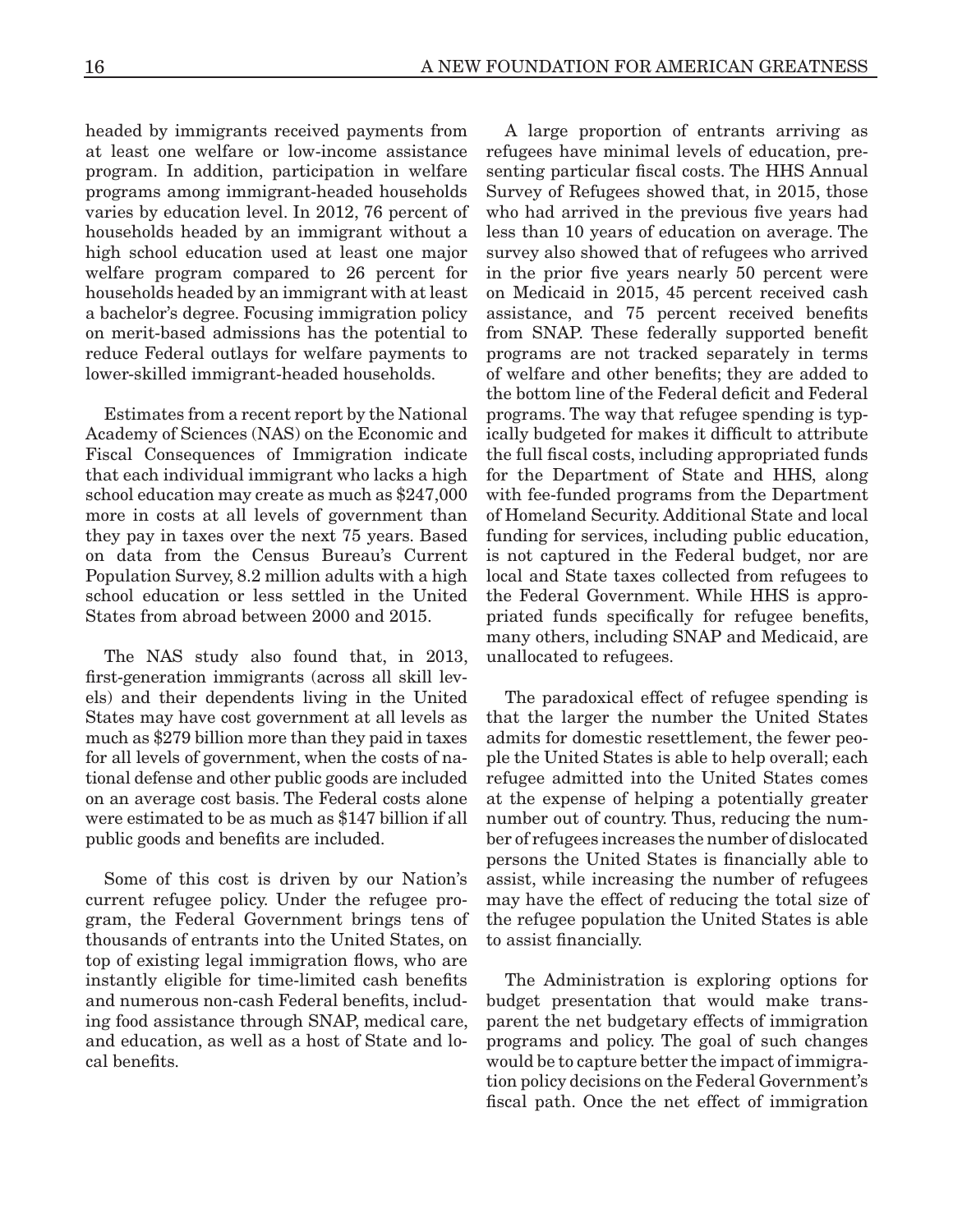headed by immigrants received payments from at least one welfare or low-income assistance program. In addition, participation in welfare programs among immigrant-headed households varies by education level. In 2012, 76 percent of households headed by an immigrant without a high school education used at least one major welfare program compared to 26 percent for households headed by an immigrant with at least a bachelor's degree. Focusing immigration policy on merit-based admissions has the potential to reduce Federal outlays for welfare payments to lower-skilled immigrant-headed households.

Estimates from a recent report by the National Academy of Sciences (NAS) on the Economic and Fiscal Consequences of Immigration indicate that each individual immigrant who lacks a high school education may create as much as $247,000 more in costs at all levels of government than they pay in taxes over the next 75 years. Based on data from the Census Bureau's Current Population Survey, 8.2 million adults with a high school education or less settled in the United States from abroad between 2000 and 2015.

The NAS study also found that, in 2013, first-generation immigrants (across all skill levels) and their dependents living in the United States may have cost government at all levels as much as $279 billion more than they paid in taxes for all levels of government, when the costs of national defense and other public goods are included on an average cost basis. The Federal costs alone were estimated to be as much as $147 billion if all public goods and benefits are included.

Some of this cost is driven by our Nation's current refugee policy. Under the refugee program, the Federal Government brings tens of thousands of entrants into the United States, on top of existing legal immigration flows, who are instantly eligible for time-limited cash benefits and numerous non-cash Federal benefits, including food assistance through SNAP, medical care, and education, as well as a host of State and local benefits.

A large proportion of entrants arriving as refugees have minimal levels of education, presenting particular fiscal costs. The HHS Annual Survey of Refugees showed that, in 2015, those who had arrived in the previous five years had less than 10 years of education on average. The survey also showed that of refugees who arrived in the prior five years nearly 50 percent were on Medicaid in 2015, 45 percent received cash assistance, and 75 percent received benefits from SNAP. These federally supported benefit programs are not tracked separately in terms of welfare and other benefits; they are added to the bottom line of the Federal deficit and Federal programs. The way that refugee spending is typically budgeted for makes it difficult to attribute the full fiscal costs, including appropriated funds for the Department of State and HHS, along with fee-funded programs from the Department of Homeland Security. Additional State and local funding for services, including public education, is not captured in the Federal budget, nor are local and State taxes collected from refugees to the Federal Government. While HHS is appropriated funds specifically for refugee benefits, many others, including SNAP and Medicaid, are unallocated to refugees.

The paradoxical effect of refugee spending is that the larger the number the United States admits for domestic resettlement, the fewer people the United States is able to help overall; each refugee admitted into the United States comes at the expense of helping a potentially greater number out of country. Thus, reducing the number of refugees increases the number of dislocated persons the United States is financially able to assist, while increasing the number of refugees may have the effect of reducing the total size of the refugee population the United States is able to assist financially.

The Administration is exploring options for budget presentation that would make transparent the net budgetary effects of immigration programs and policy. The goal of such changes would be to capture better the impact of immigration policy decisions on the Federal Government's fiscal path. Once the net effect of immigration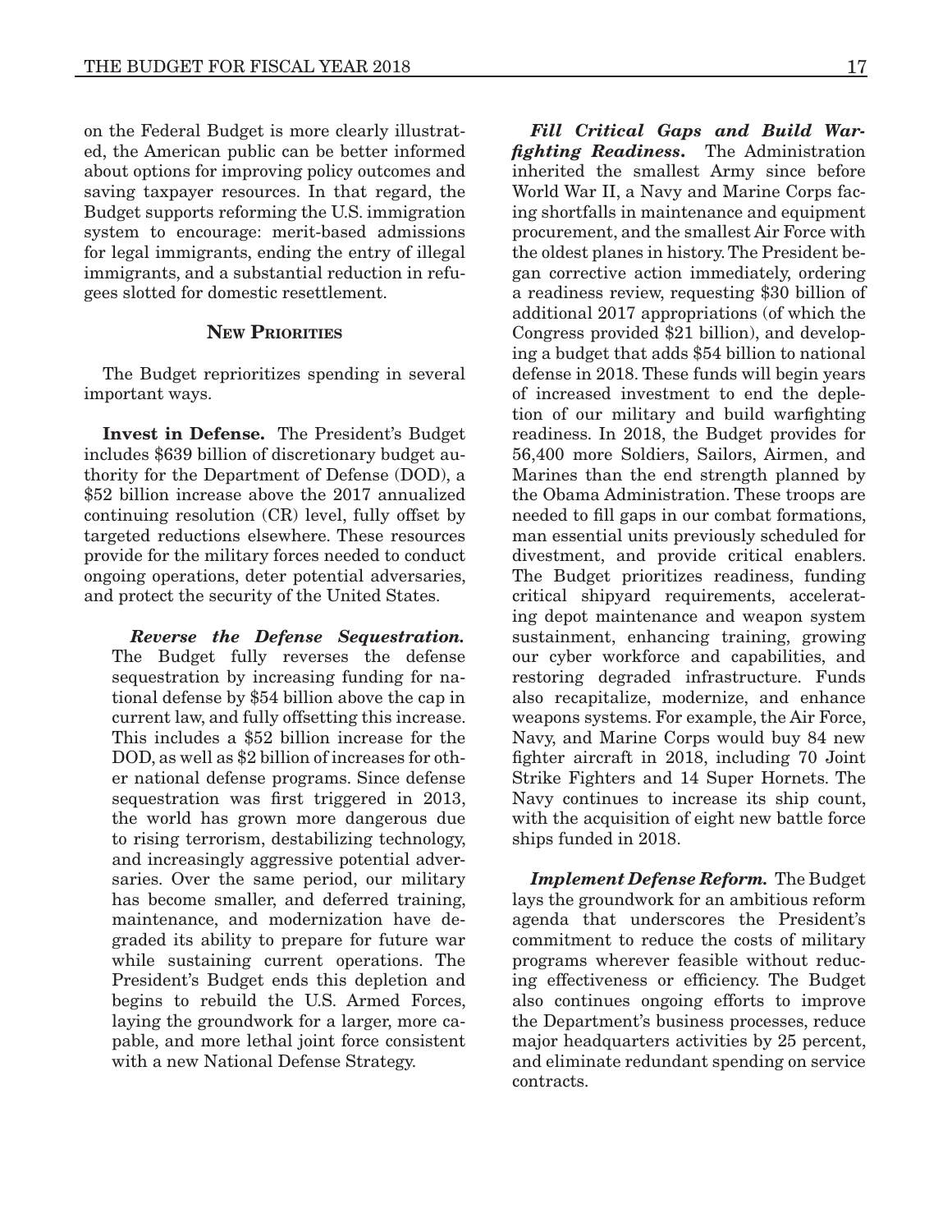on the Federal Budget is more clearly illustrated, the American public can be better informed about options for improving policy outcomes and saving taxpayer resources. In that regard, the Budget supports reforming the U.S. immigration system to encourage: merit-based admissions for legal immigrants, ending the entry of illegal immigrants, and a substantial reduction in refugees slotted for domestic resettlement.

## New Priorities

The Budget reprioritizes spending in several important ways.

**Invest in Defense.** The President's Budget includes $639 billion of discretionary budget authority for the Department of Defense (DOD), a $52 billion increase above the 2017 annualized continuing resolution (CR) level, fully offset by targeted reductions elsewhere. These resources provide for the military forces needed to conduct ongoing operations, deter potential adversaries, and protect the security of the United States.

***Reverse the Defense Sequestration.*** The Budget fully reverses the defense sequestration by increasing funding for national defense by $54 billion above the cap in current law, and fully offsetting this increase. This includes a $52 billion increase for the DOD, as well as $2 billion of increases for other national defense programs. Since defense sequestration was first triggered in 2013, the world has grown more dangerous due to rising terrorism, destabilizing technology, and increasingly aggressive potential adversaries. Over the same period, our military has become smaller, and deferred training, maintenance, and modernization have degraded its ability to prepare for future war while sustaining current operations. The President's Budget ends this depletion and begins to rebuild the U.S. Armed Forces, laying the groundwork for a larger, more capable, and more lethal joint force consistent with a new National Defense Strategy.

***Fill Critical Gaps and Build Warfighting Readiness.*** The Administration inherited the smallest Army since before World War II, a Navy and Marine Corps facing shortfalls in maintenance and equipment procurement, and the smallest Air Force with the oldest planes in history. The President began corrective action immediately, ordering a readiness review, requesting $30 billion of additional 2017 appropriations (of which the Congress provided $21 billion), and developing a budget that adds $54 billion to national defense in 2018. These funds will begin years of increased investment to end the depletion of our military and build warfighting readiness. In 2018, the Budget provides for 56,400 more Soldiers, Sailors, Airmen, and Marines than the end strength planned by the Obama Administration. These troops are needed to fill gaps in our combat formations, man essential units previously scheduled for divestment, and provide critical enablers. The Budget prioritizes readiness, funding critical shipyard requirements, accelerating depot maintenance and weapon system sustainment, enhancing training, growing our cyber workforce and capabilities, and restoring degraded infrastructure. Funds also recapitalize, modernize, and enhance weapons systems. For example, the Air Force, Navy, and Marine Corps would buy 84 new fighter aircraft in 2018, including 70 Joint Strike Fighters and 14 Super Hornets. The Navy continues to increase its ship count, with the acquisition of eight new battle force ships funded in 2018.

***Implement Defense Reform.*** The Budget lays the groundwork for an ambitious reform agenda that underscores the President's commitment to reduce the costs of military programs wherever feasible without reducing effectiveness or efficiency. The Budget also continues ongoing efforts to improve the Department's business processes, reduce major headquarters activities by 25 percent, and eliminate redundant spending on service contracts.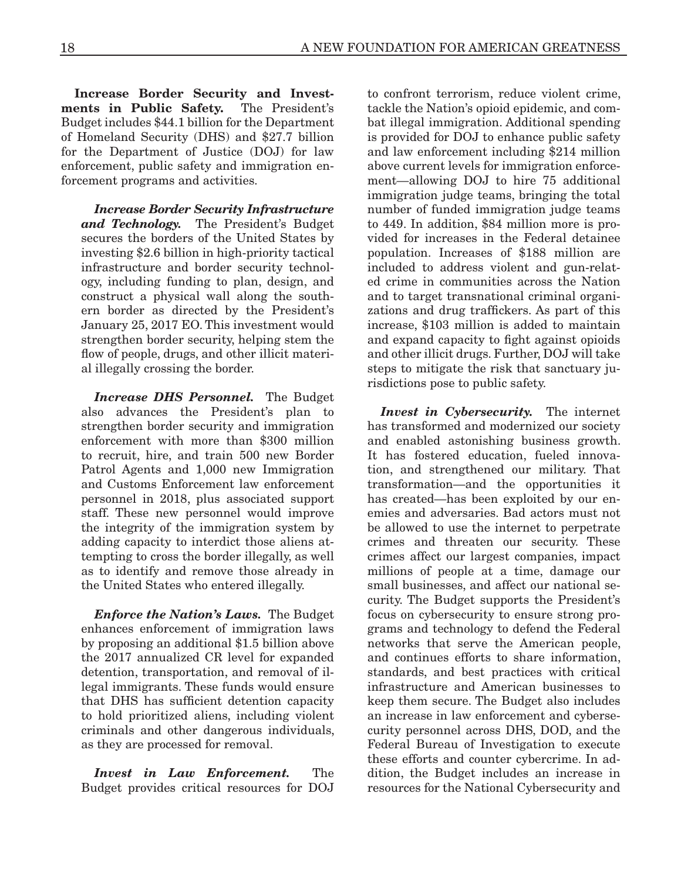**Increase Border Security and Investments in Public Safety.** The President's Budget includes $44.1 billion for the Department of Homeland Security (DHS) and $27.7 billion for the Department of Justice (DOJ) for law enforcement, public safety and immigration enforcement programs and activities.

***Increase Border Security Infrastructure and Technology.*** The President's Budget secures the borders of the United States by investing $2.6 billion in high-priority tactical infrastructure and border security technology, including funding to plan, design, and construct a physical wall along the southern border as directed by the President's January 25, 2017 EO. This investment would strengthen border security, helping stem the flow of people, drugs, and other illicit material illegally crossing the border.

***Increase DHS Personnel.*** The Budget also advances the President's plan to strengthen border security and immigration enforcement with more than $300 million to recruit, hire, and train 500 new Border Patrol Agents and 1,000 new Immigration and Customs Enforcement law enforcement personnel in 2018, plus associated support staff. These new personnel would improve the integrity of the immigration system by adding capacity to interdict those aliens attempting to cross the border illegally, as well as to identify and remove those already in the United States who entered illegally.

***Enforce the Nation's Laws.*** The Budget enhances enforcement of immigration laws by proposing an additional $1.5 billion above the 2017 annualized CR level for expanded detention, transportation, and removal of illegal immigrants. These funds would ensure that DHS has sufficient detention capacity to hold prioritized aliens, including violent criminals and other dangerous individuals, as they are processed for removal.

***Invest in Law Enforcement.*** The Budget provides critical resources for DOJ to confront terrorism, reduce violent crime, tackle the Nation's opioid epidemic, and combat illegal immigration. Additional spending is provided for DOJ to enhance public safety and law enforcement including $214 million above current levels for immigration enforcement—allowing DOJ to hire 75 additional immigration judge teams, bringing the total number of funded immigration judge teams to 449. In addition, $84 million more is provided for increases in the Federal detainee population. Increases of $188 million are included to address violent and gun-related crime in communities across the Nation and to target transnational criminal organizations and drug traffickers. As part of this increase, $103 million is added to maintain and expand capacity to fight against opioids and other illicit drugs. Further, DOJ will take steps to mitigate the risk that sanctuary jurisdictions pose to public safety.

***Invest in Cybersecurity.*** The internet has transformed and modernized our society and enabled astonishing business growth. It has fostered education, fueled innovation, and strengthened our military. That transformation—and the opportunities it has created—has been exploited by our enemies and adversaries. Bad actors must not be allowed to use the internet to perpetrate crimes and threaten our security. These crimes affect our largest companies, impact millions of people at a time, damage our small businesses, and affect our national security. The Budget supports the President's focus on cybersecurity to ensure strong programs and technology to defend the Federal networks that serve the American people, and continues efforts to share information, standards, and best practices with critical infrastructure and American businesses to keep them secure. The Budget also includes an increase in law enforcement and cybersecurity personnel across DHS, DOD, and the Federal Bureau of Investigation to execute these efforts and counter cybercrime. In addition, the Budget includes an increase in resources for the National Cybersecurity and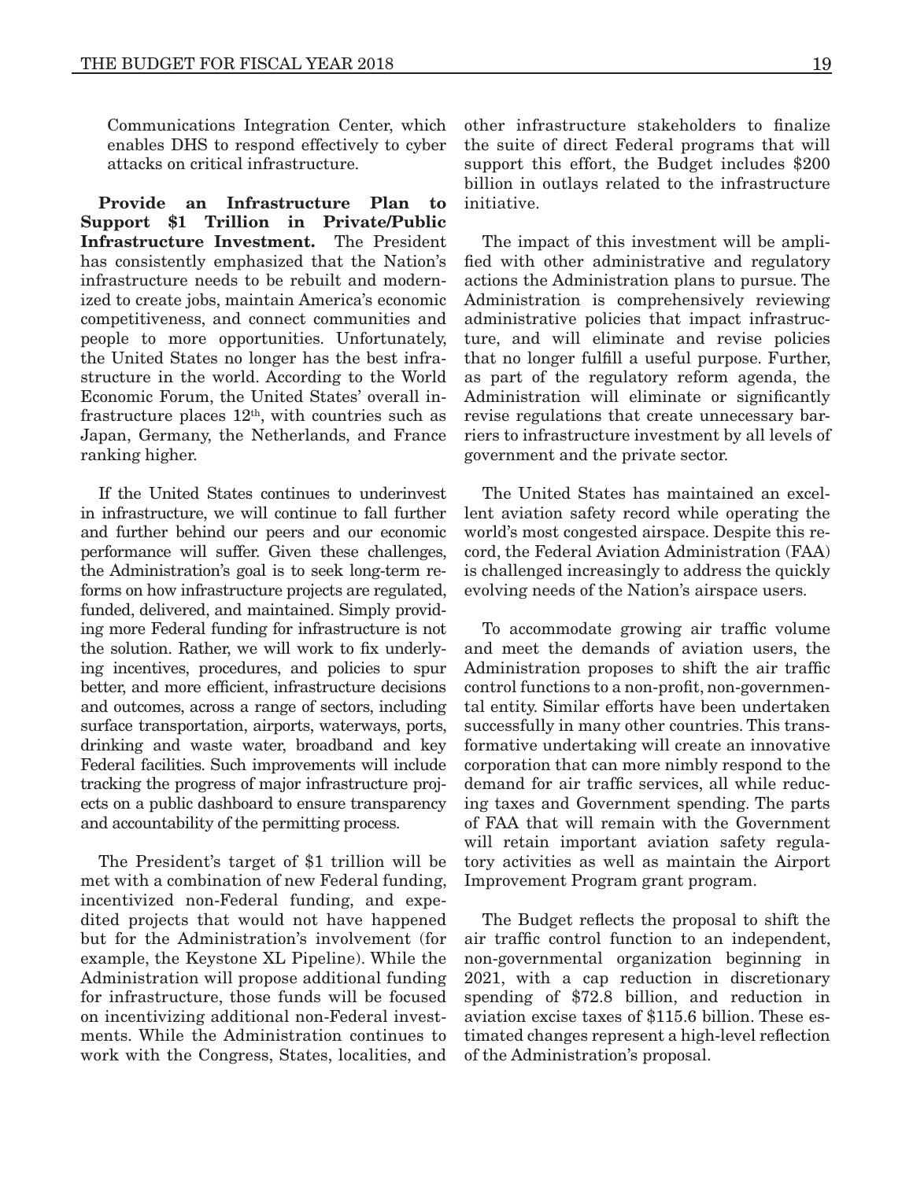Communications Integration Center, which enables DHS to respond effectively to cyber attacks on critical infrastructure.

**Provide an Infrastructure Plan to Support $1 Trillion in Private/Public Infrastructure Investment.** The President has consistently emphasized that the Nation's infrastructure needs to be rebuilt and modernized to create jobs, maintain America's economic competitiveness, and connect communities and people to more opportunities. Unfortunately, the United States no longer has the best infrastructure in the world. According to the World Economic Forum, the United States' overall infrastructure places 12th, with countries such as Japan, Germany, the Netherlands, and France ranking higher.

If the United States continues to underinvest in infrastructure, we will continue to fall further and further behind our peers and our economic performance will suffer. Given these challenges, the Administration's goal is to seek long-term reforms on how infrastructure projects are regulated, funded, delivered, and maintained. Simply providing more Federal funding for infrastructure is not the solution. Rather, we will work to fix underlying incentives, procedures, and policies to spur better, and more efficient, infrastructure decisions and outcomes, across a range of sectors, including surface transportation, airports, waterways, ports, drinking and waste water, broadband and key Federal facilities. Such improvements will include tracking the progress of major infrastructure projects on a public dashboard to ensure transparency and accountability of the permitting process.

The President's target of $1 trillion will be met with a combination of new Federal funding, incentivized non-Federal funding, and expedited projects that would not have happened but for the Administration's involvement (for example, the Keystone XL Pipeline). While the Administration will propose additional funding for infrastructure, those funds will be focused on incentivizing additional non-Federal investments. While the Administration continues to work with the Congress, States, localities, and other infrastructure stakeholders to finalize the suite of direct Federal programs that will support this effort, the Budget includes $200 billion in outlays related to the infrastructure initiative.

The impact of this investment will be amplified with other administrative and regulatory actions the Administration plans to pursue. The Administration is comprehensively reviewing administrative policies that impact infrastructure, and will eliminate and revise policies that no longer fulfill a useful purpose. Further, as part of the regulatory reform agenda, the Administration will eliminate or significantly revise regulations that create unnecessary barriers to infrastructure investment by all levels of government and the private sector.

The United States has maintained an excellent aviation safety record while operating the world's most congested airspace. Despite this record, the Federal Aviation Administration (FAA) is challenged increasingly to address the quickly evolving needs of the Nation's airspace users.

To accommodate growing air traffic volume and meet the demands of aviation users, the Administration proposes to shift the air traffic control functions to a non-profit, non-governmental entity. Similar efforts have been undertaken successfully in many other countries. This transformative undertaking will create an innovative corporation that can more nimbly respond to the demand for air traffic services, all while reducing taxes and Government spending. The parts of FAA that will remain with the Government will retain important aviation safety regulatory activities as well as maintain the Airport Improvement Program grant program.

The Budget reflects the proposal to shift the air traffic control function to an independent, non-governmental organization beginning in 2021, with a cap reduction in discretionary spending of $72.8 billion, and reduction in aviation excise taxes of $115.6 billion. These estimated changes represent a high-level reflection of the Administration's proposal.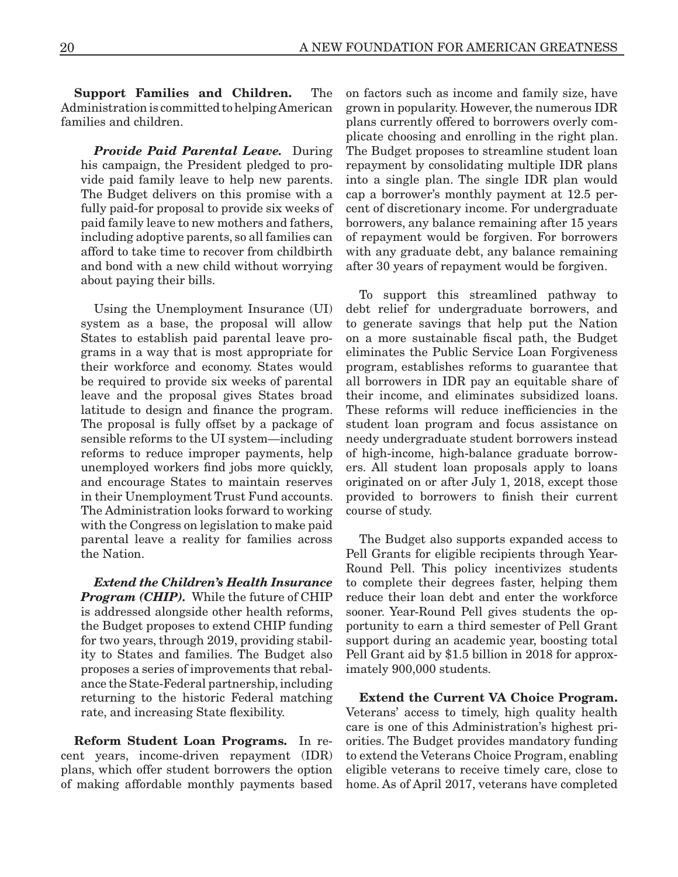**Support Families and Children.** The Administration is committed to helping American families and children.

***Provide Paid Parental Leave.*** During his campaign, the President pledged to provide paid family leave to help new parents. The Budget delivers on this promise with a fully paid-for proposal to provide six weeks of paid family leave to new mothers and fathers, including adoptive parents, so all families can afford to take time to recover from childbirth and bond with a new child without worrying about paying their bills.

Using the Unemployment Insurance (UI) system as a base, the proposal will allow States to establish paid parental leave programs in a way that is most appropriate for their workforce and economy. States would be required to provide six weeks of parental leave and the proposal gives States broad latitude to design and finance the program. The proposal is fully offset by a package of sensible reforms to the UI system—including reforms to reduce improper payments, help unemployed workers find jobs more quickly, and encourage States to maintain reserves in their Unemployment Trust Fund accounts. The Administration looks forward to working with the Congress on legislation to make paid parental leave a reality for families across the Nation.

***Extend the Children's Health Insurance Program (CHIP).*** While the future of CHIP is addressed alongside other health reforms, the Budget proposes to extend CHIP funding for two years, through 2019, providing stability to States and families. The Budget also proposes a series of improvements that rebalance the State-Federal partnership, including returning to the historic Federal matching rate, and increasing State flexibility.

**Reform Student Loan Programs.** In recent years, income-driven repayment (IDR) plans, which offer student borrowers the option of making affordable monthly payments based on factors such as income and family size, have grown in popularity. However, the numerous IDR plans currently offered to borrowers overly complicate choosing and enrolling in the right plan. The Budget proposes to streamline student loan repayment by consolidating multiple IDR plans into a single plan. The single IDR plan would cap a borrower's monthly payment at 12.5 percent of discretionary income. For undergraduate borrowers, any balance remaining after 15 years of repayment would be forgiven. For borrowers with any graduate debt, any balance remaining after 30 years of repayment would be forgiven.

To support this streamlined pathway to debt relief for undergraduate borrowers, and to generate savings that help put the Nation on a more sustainable fiscal path, the Budget eliminates the Public Service Loan Forgiveness program, establishes reforms to guarantee that all borrowers in IDR pay an equitable share of their income, and eliminates subsidized loans. These reforms will reduce inefficiencies in the student loan program and focus assistance on needy undergraduate student borrowers instead of high-income, high-balance graduate borrowers. All student loan proposals apply to loans originated on or after July 1, 2018, except those provided to borrowers to finish their current course of study.

The Budget also supports expanded access to Pell Grants for eligible recipients through Year-Round Pell. This policy incentivizes students to complete their degrees faster, helping them reduce their loan debt and enter the workforce sooner. Year-Round Pell gives students the opportunity to earn a third semester of Pell Grant support during an academic year, boosting total Pell Grant aid by $1.5 billion in 2018 for approximately 900,000 students.

**Extend the Current VA Choice Program.** Veterans' access to timely, high quality health care is one of this Administration's highest priorities. The Budget provides mandatory funding to extend the Veterans Choice Program, enabling eligible veterans to receive timely care, close to home. As of April 2017, veterans have completed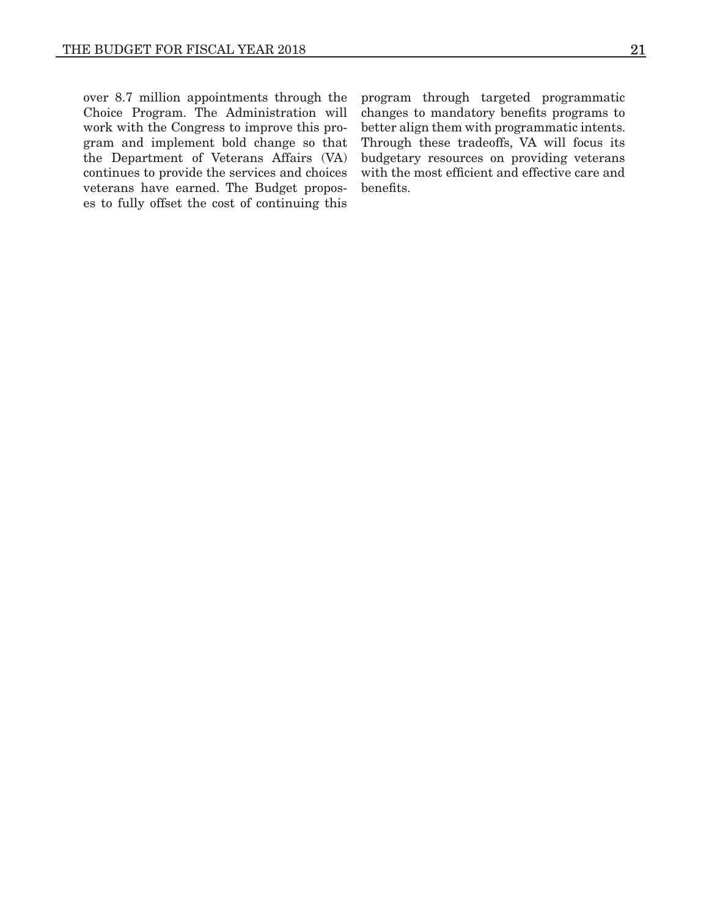over 8.7 million appointments through the Choice Program. The Administration will work with the Congress to improve this program and implement bold change so that the Department of Veterans Affairs (VA) continues to provide the services and choices veterans have earned. The Budget proposes to fully offset the cost of continuing this program through targeted programmatic changes to mandatory benefits programs to better align them with programmatic intents. Through these tradeoffs, VA will focus its budgetary resources on providing veterans with the most efficient and effective care and benefits.